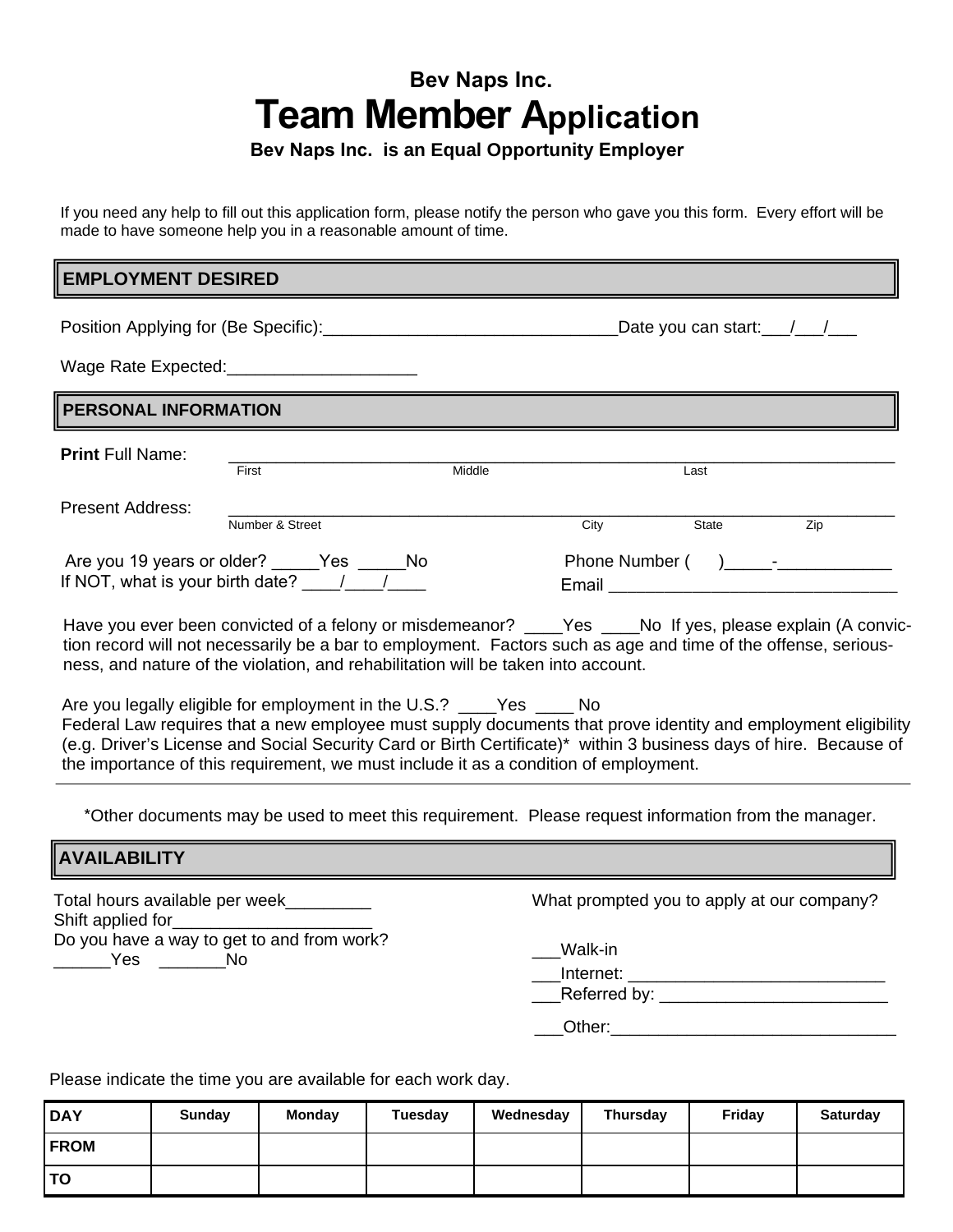# Bev Naps Inc.

# Team Member Application

**Bev Naps Inc. is an Equal Opportunity Employer**

If you need any help to fill out this application form, please notify the person who gave you this form. Every effort will be made to have someone help you in a reasonable amount of time.

## EMPLOYMENT DESIRED

Position Applying for (Be Specific):________________________________Date you can start:___/___/___

Wage Rate Expected:____________________

## PERSONAL INFORMATION

**Print** Full Name: ________________________________________________________________________
First Middle Last

Present Address: ________________________________________________________________________
Number & Street City State Zip

Are you 19 years or older? _____Yes _____No
If NOT, what is your birth date? ____/____/____

Phone Number ( )_____-____________
Email _______________________________

Have you ever been convicted of a felony or misdemeanor? ____Yes ____No If yes, please explain (A conviction record will not necessarily be a bar to employment. Factors such as age and time of the offense, seriousness, and nature of the violation, and rehabilitation will be taken into account.

Are you legally eligible for employment in the U.S.? ____Yes ____ No
Federal Law requires that a new employee must supply documents that prove identity and employment eligibility (e.g. Driver's License and Social Security Card or Birth Certificate)* within 3 business days of hire. Because of the importance of this requirement, we must include it as a condition of employment.

*Other documents may be used to meet this requirement. Please request information from the manager.

## AVAILABILITY

Total hours available per week_________
Shift applied for_____________________
Do you have a way to get to and from work?
______Yes _______No

What prompted you to apply at our company?

___Walk-in
___Internet: ___________________________
___Referred by: ________________________
___Other:______________________________

Please indicate the time you are available for each work day.

| DAY | Sunday | Monday | Tuesday | Wednesday | Thursday | Friday | Saturday |
|---|---|---|---|---|---|---|---|
| FROM | | | | | | | |
| TO | | | | | | | |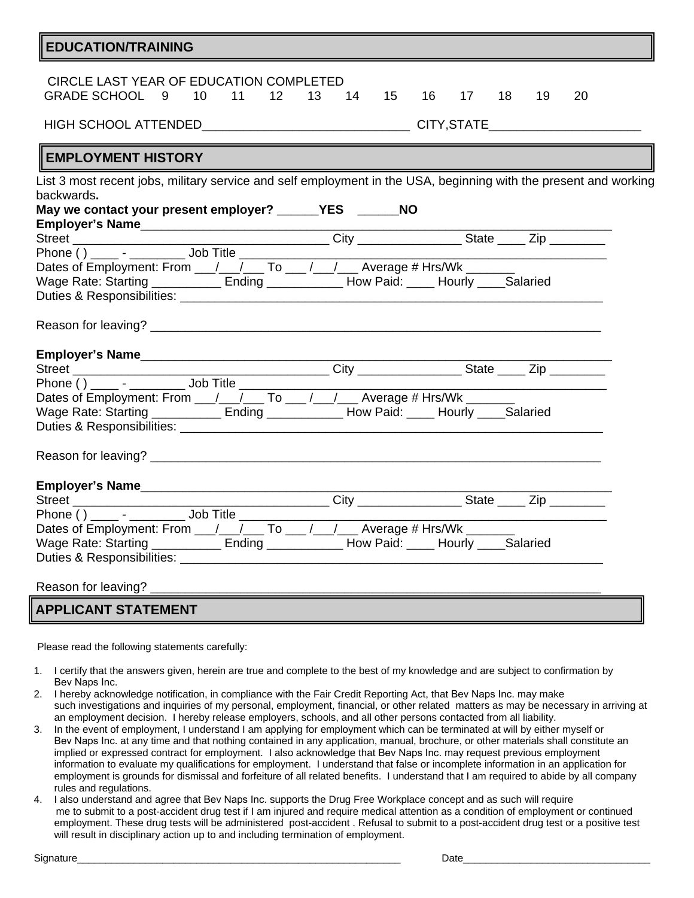## EDUCATION/TRAINING

CIRCLE LAST YEAR OF EDUCATION COMPLETED
GRADE SCHOOL 9 10 11 12 13 14 15 16 17 18 19 20

HIGH SCHOOL ATTENDED______________________________ CITY,STATE_____________________

## EMPLOYMENT HISTORY

List 3 most recent jobs, military service and self employment in the USA, beginning with the present and working backwards**.**

**May we contact your present employer? ______YES ______NO**

**Employer's Name**_________________________________________________________________
Street ____________________________________ City _______________ State ____ Zip ________
Phone ( ) ____ - ________ Job Title _____________________________________________________
Dates of Employment: From ___/___/___ To ___ /___/___ Average # Hrs/Wk _______
Wage Rate: Starting __________ Ending ___________ How Paid: ____ Hourly ____Salaried
Duties & Responsibilities: _______________________________________________________________

Reason for leaving? __________________________________________________________________

**Employer's Name**_________________________________________________________________
Street ____________________________________ City _______________ State ____ Zip ________
Phone ( ) ____ - ________ Job Title _____________________________________________________
Dates of Employment: From ___/___/___ To ___ /___/___ Average # Hrs/Wk _______
Wage Rate: Starting __________ Ending ___________ How Paid: ____ Hourly ____Salaried
Duties & Responsibilities: _______________________________________________________________

Reason for leaving? __________________________________________________________________

**Employer's Name**_________________________________________________________________
Street ____________________________________ City _______________ State ____ Zip ________
Phone ( ) ____ - ________ Job Title _____________________________________________________
Dates of Employment: From ___/___/___ To ___ /___/___ Average # Hrs/Wk _______
Wage Rate: Starting __________ Ending ___________ How Paid: ____ Hourly ____Salaried
Duties & Responsibilities: _______________________________________________________________

Reason for leaving? __________________________________________________________________

## APPLICANT STATEMENT

Please read the following statements carefully:

1. I certify that the answers given, herein are true and complete to the best of my knowledge and are subject to confirmation by Bev Naps Inc.
2. I hereby acknowledge notification, in compliance with the Fair Credit Reporting Act, that Bev Naps Inc. may make such investigations and inquiries of my personal, employment, financial, or other related matters as may be necessary in arriving at an employment decision. I hereby release employers, schools, and all other persons contacted from all liability.
3. In the event of employment, I understand I am applying for employment which can be terminated at will by either myself or Bev Naps Inc. at any time and that nothing contained in any application, manual, brochure, or other materials shall constitute an implied or expressed contract for employment. I also acknowledge that Bev Naps Inc. may request previous employment information to evaluate my qualifications for employment. I understand that false or incomplete information in an application for employment is grounds for dismissal and forfeiture of all related benefits. I understand that I am required to abide by all company rules and regulations.
4. I also understand and agree that Bev Naps Inc. supports the Drug Free Workplace concept and as such will require me to submit to a post-accident drug test if I am injured and require medical attention as a condition of employment or continued employment. These drug tests will be administered post-accident . Refusal to submit to a post-accident drug test or a positive test will result in disciplinary action up to and including termination of employment.

Signature____________________________________________________________ Date__________________________________